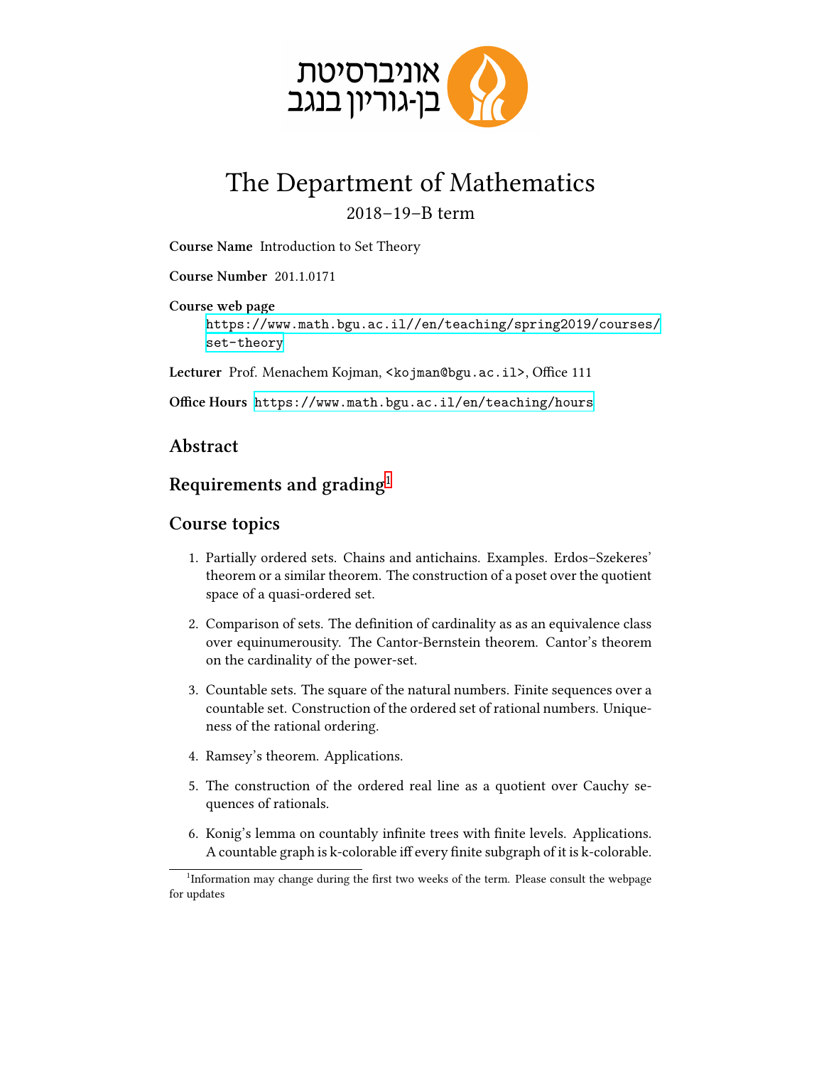אוניברסיטת
בן-גוריון בנגב

# The Department of Mathematics

2018–19–B term

**Course Name** Introduction to Set Theory

**Course Number** 201.1.0171

**Course web page**
https://www.math.bgu.ac.il//en/teaching/spring2019/courses/set-theory

**Lecturer** Prof. Menachem Kojman, <kojman@bgu.ac.il>, Office 111

**Office Hours** https://www.math.bgu.ac.il/en/teaching/hours

## Abstract

## Requirements and grading[1]

## Course topics

1. Partially ordered sets. Chains and antichains. Examples. Erdos–Szekeres' theorem or a similar theorem. The construction of a poset over the quotient space of a quasi-ordered set.

2. Comparison of sets. The definition of cardinality as as an equivalence class over equinumerousity. The Cantor-Bernstein theorem. Cantor's theorem on the cardinality of the power-set.

3. Countable sets. The square of the natural numbers. Finite sequences over a countable set. Construction of the ordered set of rational numbers. Uniqueness of the rational ordering.

4. Ramsey's theorem. Applications.

5. The construction of the ordered real line as a quotient over Cauchy sequences of rationals.

6. Konig's lemma on countably infinite trees with finite levels. Applications. A countable graph is k-colorable iff every finite subgraph of it is k-colorable.

---

[1] Information may change during the first two weeks of the term. Please consult the webpage for updates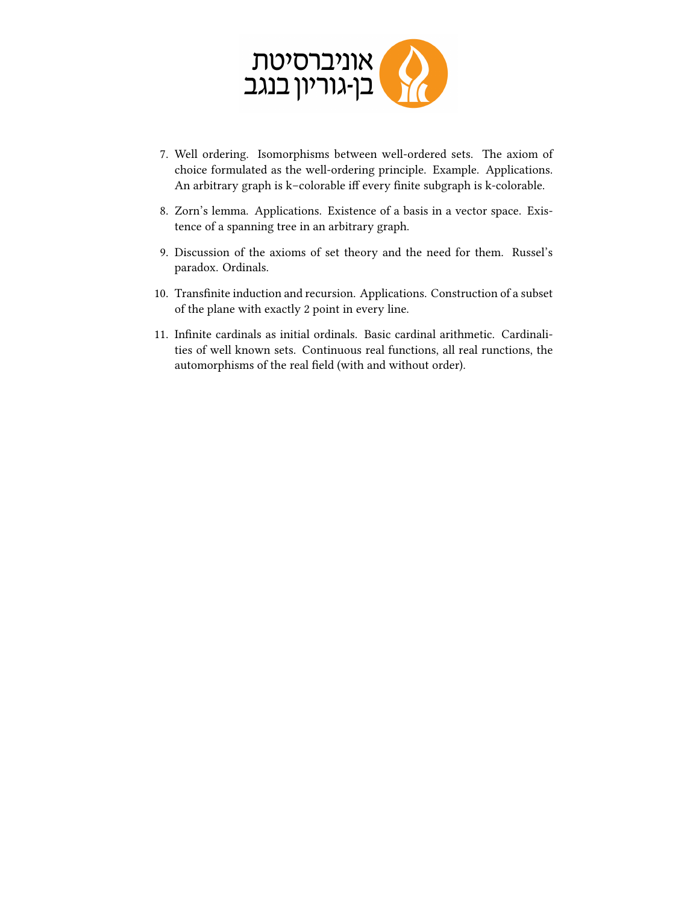אוניברסיטת
בן-גוריון בנגב

7. Well ordering. Isomorphisms between well-ordered sets. The axiom of choice formulated as the well-ordering principle. Example. Applications. An arbitrary graph is k–colorable iff every finite subgraph is k-colorable.

8. Zorn's lemma. Applications. Existence of a basis in a vector space. Existence of a spanning tree in an arbitrary graph.

9. Discussion of the axioms of set theory and the need for them. Russel's paradox. Ordinals.

10. Transfinite induction and recursion. Applications. Construction of a subset of the plane with exactly 2 point in every line.

11. Infinite cardinals as initial ordinals. Basic cardinal arithmetic. Cardinalities of well known sets. Continuous real functions, all real runctions, the automorphisms of the real field (with and without order).